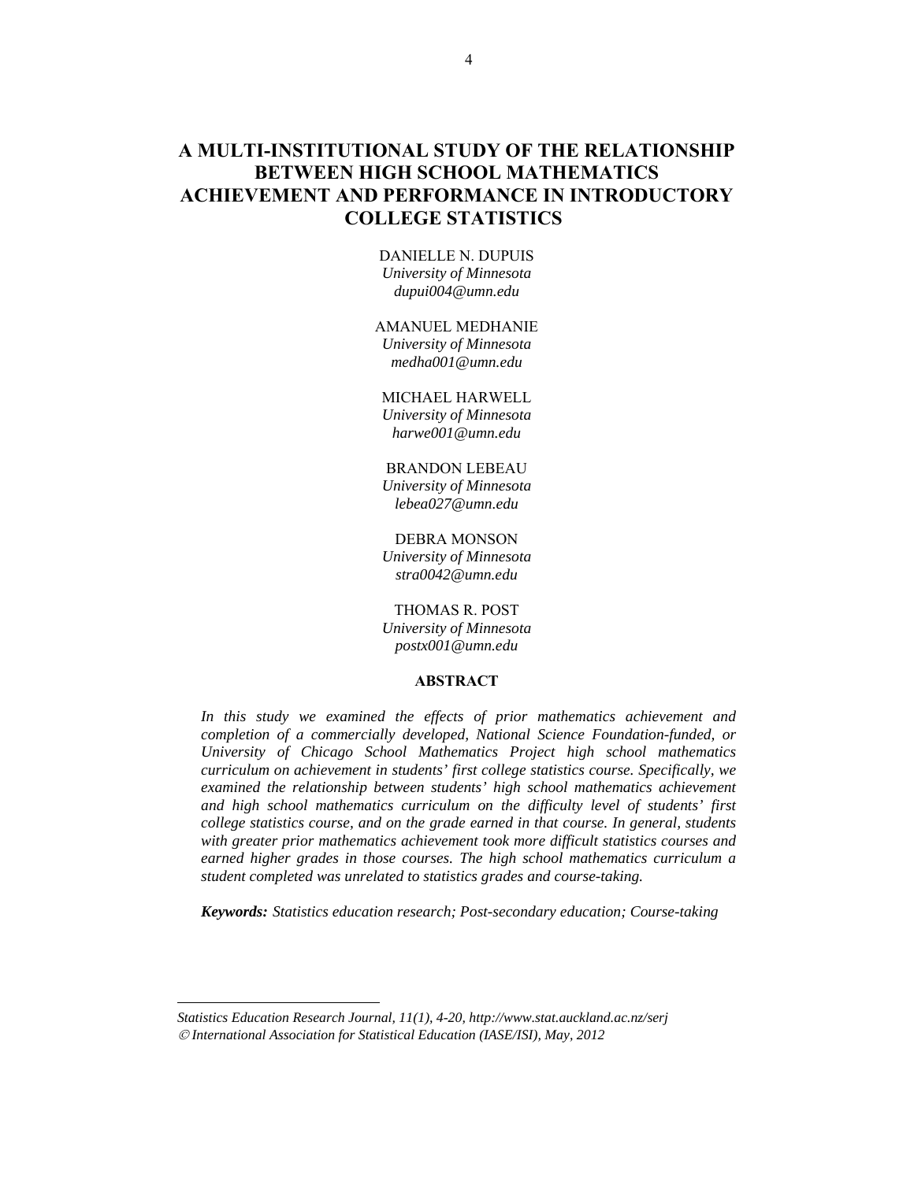# A MULTI-INSTITUTIONAL STUDY OF THE RELATIONSHIP BETWEEN HIGH SCHOOL MATHEMATICS ACHIEVEMENT AND PERFORMANCE IN INTRODUCTORY COLLEGE STATISTICS

DANIELLE N. DUPUIS
*University of Minnesota*
*dupui004@umn.edu*

AMANUEL MEDHANIE
*University of Minnesota*
*medha001@umn.edu*

MICHAEL HARWELL
*University of Minnesota*
*harwe001@umn.edu*

BRANDON LEBEAU
*University of Minnesota*
*lebea027@umn.edu*

DEBRA MONSON
*University of Minnesota*
*stra0042@umn.edu*

THOMAS R. POST
*University of Minnesota*
*postx001@umn.edu*

## ABSTRACT

*In this study we examined the effects of prior mathematics achievement and completion of a commercially developed, National Science Foundation-funded, or University of Chicago School Mathematics Project high school mathematics curriculum on achievement in students' first college statistics course. Specifically, we examined the relationship between students' high school mathematics achievement and high school mathematics curriculum on the difficulty level of students' first college statistics course, and on the grade earned in that course. In general, students with greater prior mathematics achievement took more difficult statistics courses and earned higher grades in those courses. The high school mathematics curriculum a student completed was unrelated to statistics grades and course-taking.*

***Keywords:*** *Statistics education research; Post-secondary education; Course-taking*

---

*Statistics Education Research Journal, 11(1), 4-20, http://www.stat.auckland.ac.nz/serj*
*© International Association for Statistical Education (IASE/ISI), May, 2012*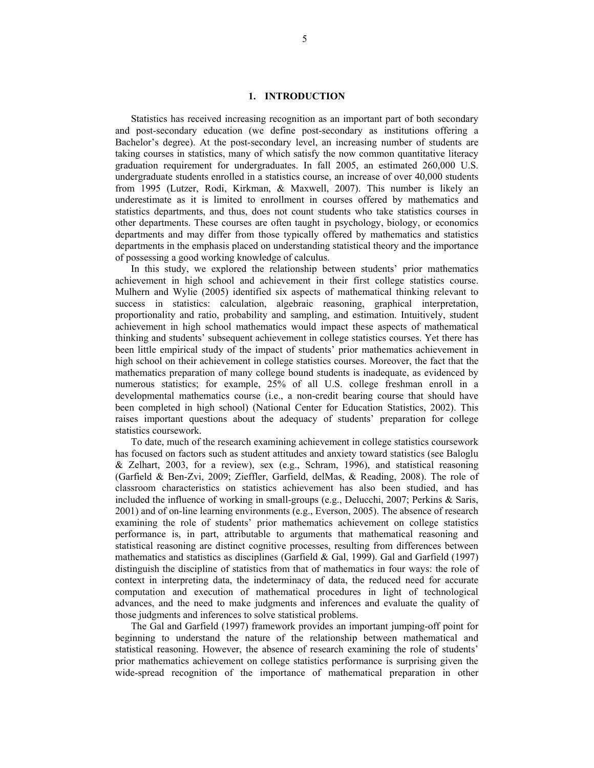# 1. INTRODUCTION

Statistics has received increasing recognition as an important part of both secondary and post-secondary education (we define post-secondary as institutions offering a Bachelor's degree). At the post-secondary level, an increasing number of students are taking courses in statistics, many of which satisfy the now common quantitative literacy graduation requirement for undergraduates. In fall 2005, an estimated 260,000 U.S. undergraduate students enrolled in a statistics course, an increase of over 40,000 students from 1995 (Lutzer, Rodi, Kirkman, & Maxwell, 2007). This number is likely an underestimate as it is limited to enrollment in courses offered by mathematics and statistics departments, and thus, does not count students who take statistics courses in other departments. These courses are often taught in psychology, biology, or economics departments and may differ from those typically offered by mathematics and statistics departments in the emphasis placed on understanding statistical theory and the importance of possessing a good working knowledge of calculus.

In this study, we explored the relationship between students' prior mathematics achievement in high school and achievement in their first college statistics course. Mulhern and Wylie (2005) identified six aspects of mathematical thinking relevant to success in statistics: calculation, algebraic reasoning, graphical interpretation, proportionality and ratio, probability and sampling, and estimation. Intuitively, student achievement in high school mathematics would impact these aspects of mathematical thinking and students' subsequent achievement in college statistics courses. Yet there has been little empirical study of the impact of students' prior mathematics achievement in high school on their achievement in college statistics courses. Moreover, the fact that the mathematics preparation of many college bound students is inadequate, as evidenced by numerous statistics; for example, 25% of all U.S. college freshman enroll in a developmental mathematics course (i.e., a non-credit bearing course that should have been completed in high school) (National Center for Education Statistics, 2002). This raises important questions about the adequacy of students' preparation for college statistics coursework.

To date, much of the research examining achievement in college statistics coursework has focused on factors such as student attitudes and anxiety toward statistics (see Baloglu & Zelhart, 2003, for a review), sex (e.g., Schram, 1996), and statistical reasoning (Garfield & Ben-Zvi, 2009; Zieffler, Garfield, delMas, & Reading, 2008). The role of classroom characteristics on statistics achievement has also been studied, and has included the influence of working in small-groups (e.g., Delucchi, 2007; Perkins & Saris, 2001) and of on-line learning environments (e.g., Everson, 2005). The absence of research examining the role of students' prior mathematics achievement on college statistics performance is, in part, attributable to arguments that mathematical reasoning and statistical reasoning are distinct cognitive processes, resulting from differences between mathematics and statistics as disciplines (Garfield & Gal, 1999). Gal and Garfield (1997) distinguish the discipline of statistics from that of mathematics in four ways: the role of context in interpreting data, the indeterminacy of data, the reduced need for accurate computation and execution of mathematical procedures in light of technological advances, and the need to make judgments and inferences and evaluate the quality of those judgments and inferences to solve statistical problems.

The Gal and Garfield (1997) framework provides an important jumping-off point for beginning to understand the nature of the relationship between mathematical and statistical reasoning. However, the absence of research examining the role of students' prior mathematics achievement on college statistics performance is surprising given the wide-spread recognition of the importance of mathematical preparation in other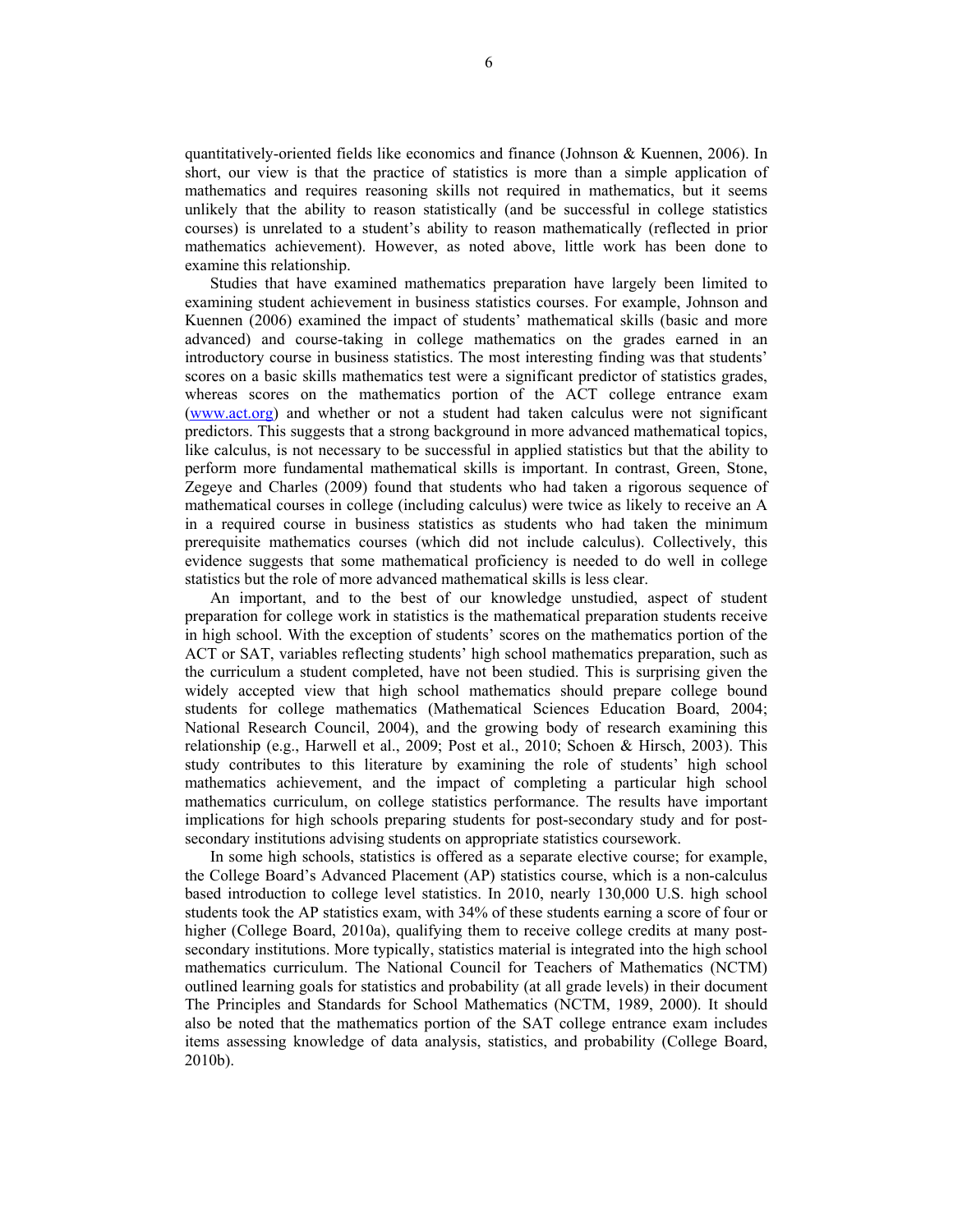quantitatively-oriented fields like economics and finance (Johnson & Kuennen, 2006). In short, our view is that the practice of statistics is more than a simple application of mathematics and requires reasoning skills not required in mathematics, but it seems unlikely that the ability to reason statistically (and be successful in college statistics courses) is unrelated to a student's ability to reason mathematically (reflected in prior mathematics achievement). However, as noted above, little work has been done to examine this relationship.

Studies that have examined mathematics preparation have largely been limited to examining student achievement in business statistics courses. For example, Johnson and Kuennen (2006) examined the impact of students' mathematical skills (basic and more advanced) and course-taking in college mathematics on the grades earned in an introductory course in business statistics. The most interesting finding was that students' scores on a basic skills mathematics test were a significant predictor of statistics grades, whereas scores on the mathematics portion of the ACT college entrance exam (www.act.org) and whether or not a student had taken calculus were not significant predictors. This suggests that a strong background in more advanced mathematical topics, like calculus, is not necessary to be successful in applied statistics but that the ability to perform more fundamental mathematical skills is important. In contrast, Green, Stone, Zegeye and Charles (2009) found that students who had taken a rigorous sequence of mathematical courses in college (including calculus) were twice as likely to receive an A in a required course in business statistics as students who had taken the minimum prerequisite mathematics courses (which did not include calculus). Collectively, this evidence suggests that some mathematical proficiency is needed to do well in college statistics but the role of more advanced mathematical skills is less clear.

An important, and to the best of our knowledge unstudied, aspect of student preparation for college work in statistics is the mathematical preparation students receive in high school. With the exception of students' scores on the mathematics portion of the ACT or SAT, variables reflecting students' high school mathematics preparation, such as the curriculum a student completed, have not been studied. This is surprising given the widely accepted view that high school mathematics should prepare college bound students for college mathematics (Mathematical Sciences Education Board, 2004; National Research Council, 2004), and the growing body of research examining this relationship (e.g., Harwell et al., 2009; Post et al., 2010; Schoen & Hirsch, 2003). This study contributes to this literature by examining the role of students' high school mathematics achievement, and the impact of completing a particular high school mathematics curriculum, on college statistics performance. The results have important implications for high schools preparing students for post-secondary study and for post-secondary institutions advising students on appropriate statistics coursework.

In some high schools, statistics is offered as a separate elective course; for example, the College Board's Advanced Placement (AP) statistics course, which is a non-calculus based introduction to college level statistics. In 2010, nearly 130,000 U.S. high school students took the AP statistics exam, with 34% of these students earning a score of four or higher (College Board, 2010a), qualifying them to receive college credits at many post-secondary institutions. More typically, statistics material is integrated into the high school mathematics curriculum. The National Council for Teachers of Mathematics (NCTM) outlined learning goals for statistics and probability (at all grade levels) in their document The Principles and Standards for School Mathematics (NCTM, 1989, 2000). It should also be noted that the mathematics portion of the SAT college entrance exam includes items assessing knowledge of data analysis, statistics, and probability (College Board, 2010b).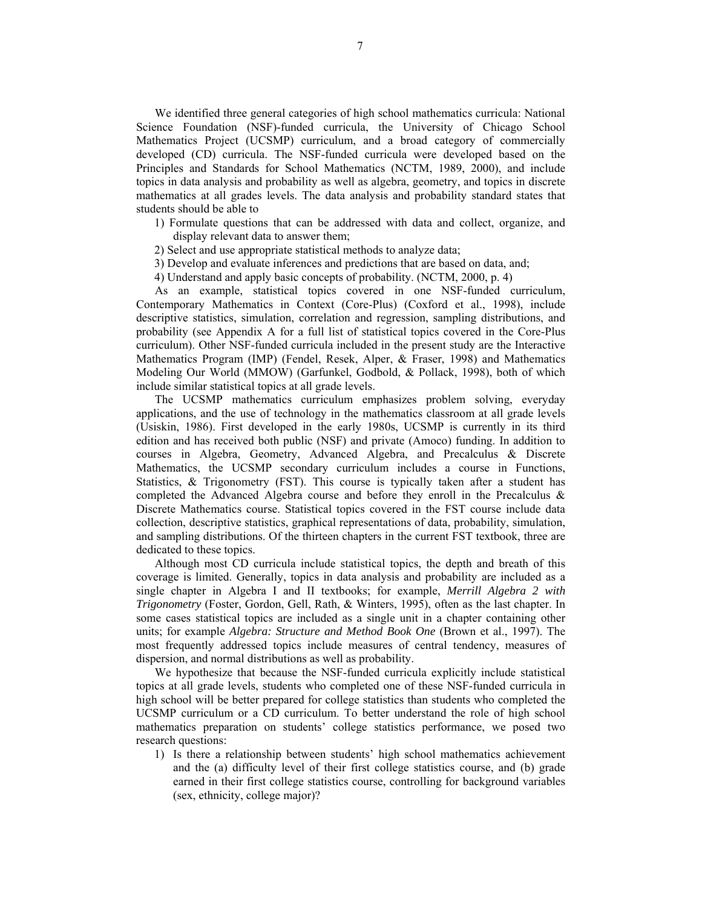We identified three general categories of high school mathematics curricula: National Science Foundation (NSF)-funded curricula, the University of Chicago School Mathematics Project (UCSMP) curriculum, and a broad category of commercially developed (CD) curricula. The NSF-funded curricula were developed based on the Principles and Standards for School Mathematics (NCTM, 1989, 2000), and include topics in data analysis and probability as well as algebra, geometry, and topics in discrete mathematics at all grades levels. The data analysis and probability standard states that students should be able to

1) Formulate questions that can be addressed with data and collect, organize, and display relevant data to answer them;
2) Select and use appropriate statistical methods to analyze data;
3) Develop and evaluate inferences and predictions that are based on data, and;
4) Understand and apply basic concepts of probability. (NCTM, 2000, p. 4)

As an example, statistical topics covered in one NSF-funded curriculum, Contemporary Mathematics in Context (Core-Plus) (Coxford et al., 1998), include descriptive statistics, simulation, correlation and regression, sampling distributions, and probability (see Appendix A for a full list of statistical topics covered in the Core-Plus curriculum). Other NSF-funded curricula included in the present study are the Interactive Mathematics Program (IMP) (Fendel, Resek, Alper, & Fraser, 1998) and Mathematics Modeling Our World (MMOW) (Garfunkel, Godbold, & Pollack, 1998), both of which include similar statistical topics at all grade levels.

The UCSMP mathematics curriculum emphasizes problem solving, everyday applications, and the use of technology in the mathematics classroom at all grade levels (Usiskin, 1986). First developed in the early 1980s, UCSMP is currently in its third edition and has received both public (NSF) and private (Amoco) funding. In addition to courses in Algebra, Geometry, Advanced Algebra, and Precalculus & Discrete Mathematics, the UCSMP secondary curriculum includes a course in Functions, Statistics, & Trigonometry (FST). This course is typically taken after a student has completed the Advanced Algebra course and before they enroll in the Precalculus & Discrete Mathematics course. Statistical topics covered in the FST course include data collection, descriptive statistics, graphical representations of data, probability, simulation, and sampling distributions. Of the thirteen chapters in the current FST textbook, three are dedicated to these topics.

Although most CD curricula include statistical topics, the depth and breath of this coverage is limited. Generally, topics in data analysis and probability are included as a single chapter in Algebra I and II textbooks; for example, *Merrill Algebra 2 with Trigonometry* (Foster, Gordon, Gell, Rath, & Winters, 1995), often as the last chapter. In some cases statistical topics are included as a single unit in a chapter containing other units; for example *Algebra: Structure and Method Book One* (Brown et al., 1997). The most frequently addressed topics include measures of central tendency, measures of dispersion, and normal distributions as well as probability.

We hypothesize that because the NSF-funded curricula explicitly include statistical topics at all grade levels, students who completed one of these NSF-funded curricula in high school will be better prepared for college statistics than students who completed the UCSMP curriculum or a CD curriculum. To better understand the role of high school mathematics preparation on students' college statistics performance, we posed two research questions:

1) Is there a relationship between students' high school mathematics achievement and the (a) difficulty level of their first college statistics course, and (b) grade earned in their first college statistics course, controlling for background variables (sex, ethnicity, college major)?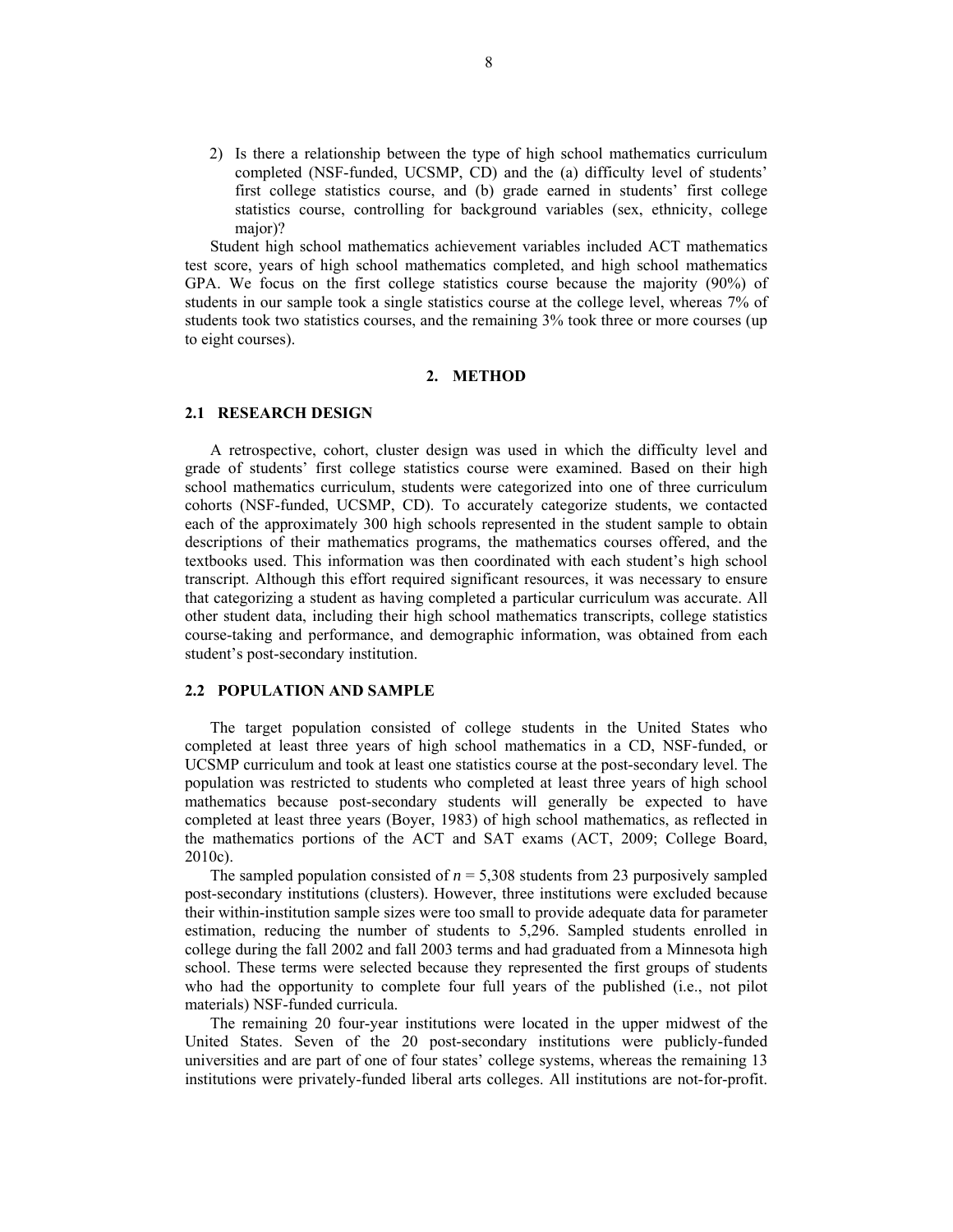2) Is there a relationship between the type of high school mathematics curriculum completed (NSF-funded, UCSMP, CD) and the (a) difficulty level of students' first college statistics course, and (b) grade earned in students' first college statistics course, controlling for background variables (sex, ethnicity, college major)?

Student high school mathematics achievement variables included ACT mathematics test score, years of high school mathematics completed, and high school mathematics GPA. We focus on the first college statistics course because the majority (90%) of students in our sample took a single statistics course at the college level, whereas 7% of students took two statistics courses, and the remaining 3% took three or more courses (up to eight courses).

## 2. METHOD

### 2.1 RESEARCH DESIGN

A retrospective, cohort, cluster design was used in which the difficulty level and grade of students' first college statistics course were examined. Based on their high school mathematics curriculum, students were categorized into one of three curriculum cohorts (NSF-funded, UCSMP, CD). To accurately categorize students, we contacted each of the approximately 300 high schools represented in the student sample to obtain descriptions of their mathematics programs, the mathematics courses offered, and the textbooks used. This information was then coordinated with each student's high school transcript. Although this effort required significant resources, it was necessary to ensure that categorizing a student as having completed a particular curriculum was accurate. All other student data, including their high school mathematics transcripts, college statistics course-taking and performance, and demographic information, was obtained from each student's post-secondary institution.

### 2.2 POPULATION AND SAMPLE

The target population consisted of college students in the United States who completed at least three years of high school mathematics in a CD, NSF-funded, or UCSMP curriculum and took at least one statistics course at the post-secondary level. The population was restricted to students who completed at least three years of high school mathematics because post-secondary students will generally be expected to have completed at least three years (Boyer, 1983) of high school mathematics, as reflected in the mathematics portions of the ACT and SAT exams (ACT, 2009; College Board, 2010c).

The sampled population consisted of $n$ = 5,308 students from 23 purposively sampled post-secondary institutions (clusters). However, three institutions were excluded because their within-institution sample sizes were too small to provide adequate data for parameter estimation, reducing the number of students to 5,296. Sampled students enrolled in college during the fall 2002 and fall 2003 terms and had graduated from a Minnesota high school. These terms were selected because they represented the first groups of students who had the opportunity to complete four full years of the published (i.e., not pilot materials) NSF-funded curricula.

The remaining 20 four-year institutions were located in the upper midwest of the United States. Seven of the 20 post-secondary institutions were publicly-funded universities and are part of one of four states' college systems, whereas the remaining 13 institutions were privately-funded liberal arts colleges. All institutions are not-for-profit.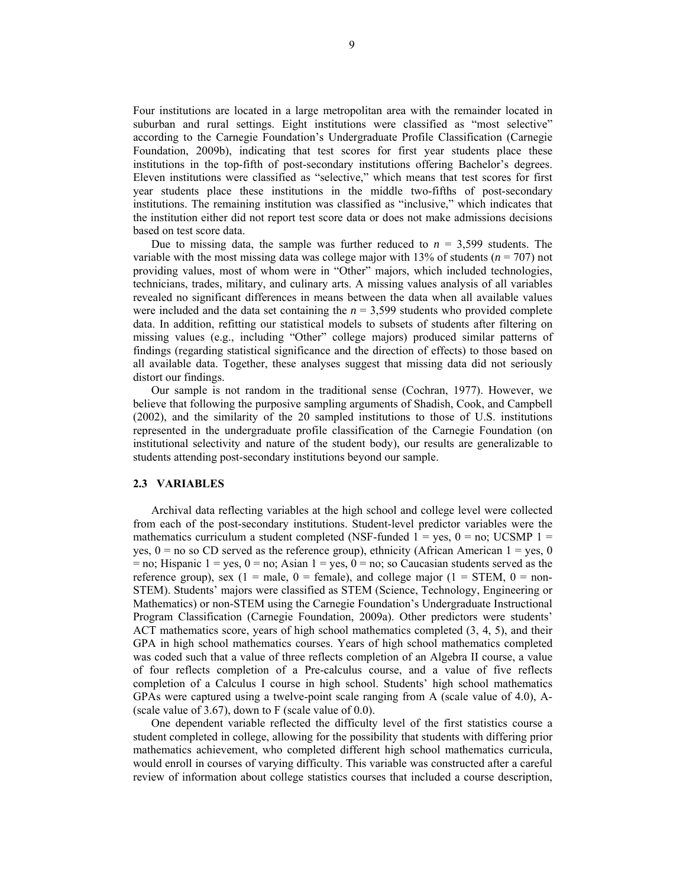Four institutions are located in a large metropolitan area with the remainder located in suburban and rural settings. Eight institutions were classified as "most selective" according to the Carnegie Foundation's Undergraduate Profile Classification (Carnegie Foundation, 2009b), indicating that test scores for first year students place these institutions in the top-fifth of post-secondary institutions offering Bachelor's degrees. Eleven institutions were classified as "selective," which means that test scores for first year students place these institutions in the middle two-fifths of post-secondary institutions. The remaining institution was classified as "inclusive," which indicates that the institution either did not report test score data or does not make admissions decisions based on test score data.

Due to missing data, the sample was further reduced to $n$ = 3,599 students. The variable with the most missing data was college major with 13% of students ($n$ = 707) not providing values, most of whom were in "Other" majors, which included technologies, technicians, trades, military, and culinary arts. A missing values analysis of all variables revealed no significant differences in means between the data when all available values were included and the data set containing the $n$ = 3,599 students who provided complete data. In addition, refitting our statistical models to subsets of students after filtering on missing values (e.g., including "Other" college majors) produced similar patterns of findings (regarding statistical significance and the direction of effects) to those based on all available data. Together, these analyses suggest that missing data did not seriously distort our findings.

Our sample is not random in the traditional sense (Cochran, 1977). However, we believe that following the purposive sampling arguments of Shadish, Cook, and Campbell (2002), and the similarity of the 20 sampled institutions to those of U.S. institutions represented in the undergraduate profile classification of the Carnegie Foundation (on institutional selectivity and nature of the student body), our results are generalizable to students attending post-secondary institutions beyond our sample.

### 2.3 VARIABLES

Archival data reflecting variables at the high school and college level were collected from each of the post-secondary institutions. Student-level predictor variables were the mathematics curriculum a student completed (NSF-funded 1 = yes, 0 = no; UCSMP 1 = yes, 0 = no so CD served as the reference group), ethnicity (African American 1 = yes, 0 = no; Hispanic 1 = yes, 0 = no; Asian 1 = yes, 0 = no; so Caucasian students served as the reference group), sex (1 = male, 0 = female), and college major (1 = STEM, 0 = non-STEM). Students' majors were classified as STEM (Science, Technology, Engineering or Mathematics) or non-STEM using the Carnegie Foundation's Undergraduate Instructional Program Classification (Carnegie Foundation, 2009a). Other predictors were students' ACT mathematics score, years of high school mathematics completed (3, 4, 5), and their GPA in high school mathematics courses. Years of high school mathematics completed was coded such that a value of three reflects completion of an Algebra II course, a value of four reflects completion of a Pre-calculus course, and a value of five reflects completion of a Calculus I course in high school. Students' high school mathematics GPAs were captured using a twelve-point scale ranging from A (scale value of 4.0), A- (scale value of 3.67), down to F (scale value of 0.0).

One dependent variable reflected the difficulty level of the first statistics course a student completed in college, allowing for the possibility that students with differing prior mathematics achievement, who completed different high school mathematics curricula, would enroll in courses of varying difficulty. This variable was constructed after a careful review of information about college statistics courses that included a course description,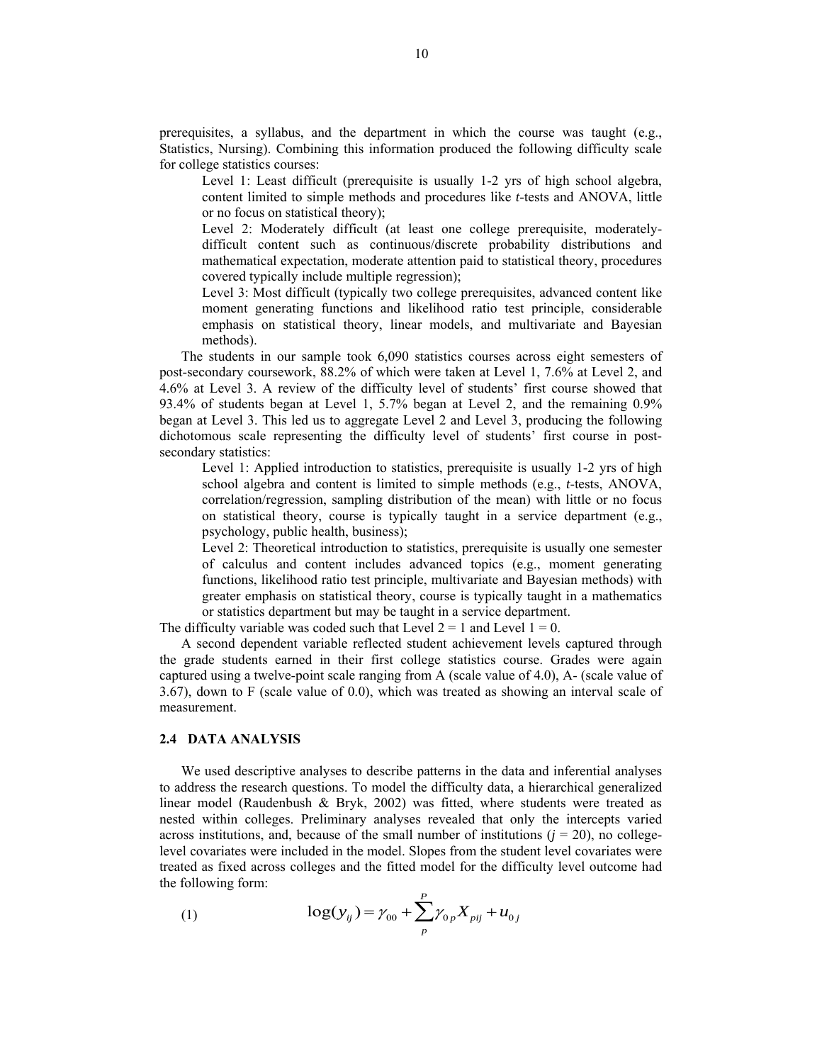prerequisites, a syllabus, and the department in which the course was taught (e.g., Statistics, Nursing). Combining this information produced the following difficulty scale for college statistics courses:

> Level 1: Least difficult (prerequisite is usually 1-2 yrs of high school algebra, content limited to simple methods and procedures like *t*-tests and ANOVA, little or no focus on statistical theory);
>
> Level 2: Moderately difficult (at least one college prerequisite, moderately-difficult content such as continuous/discrete probability distributions and mathematical expectation, moderate attention paid to statistical theory, procedures covered typically include multiple regression);
>
> Level 3: Most difficult (typically two college prerequisites, advanced content like moment generating functions and likelihood ratio test principle, considerable emphasis on statistical theory, linear models, and multivariate and Bayesian methods).

The students in our sample took 6,090 statistics courses across eight semesters of post-secondary coursework, 88.2% of which were taken at Level 1, 7.6% at Level 2, and 4.6% at Level 3. A review of the difficulty level of students' first course showed that 93.4% of students began at Level 1, 5.7% began at Level 2, and the remaining 0.9% began at Level 3. This led us to aggregate Level 2 and Level 3, producing the following dichotomous scale representing the difficulty level of students' first course in post-secondary statistics:

> Level 1: Applied introduction to statistics, prerequisite is usually 1-2 yrs of high school algebra and content is limited to simple methods (e.g., *t*-tests, ANOVA, correlation/regression, sampling distribution of the mean) with little or no focus on statistical theory, course is typically taught in a service department (e.g., psychology, public health, business);
>
> Level 2: Theoretical introduction to statistics, prerequisite is usually one semester of calculus and content includes advanced topics (e.g., moment generating functions, likelihood ratio test principle, multivariate and Bayesian methods) with greater emphasis on statistical theory, course is typically taught in a mathematics or statistics department but may be taught in a service department.

The difficulty variable was coded such that Level 2 = 1 and Level 1 = 0.

A second dependent variable reflected student achievement levels captured through the grade students earned in their first college statistics course. Grades were again captured using a twelve-point scale ranging from A (scale value of 4.0), A- (scale value of 3.67), down to F (scale value of 0.0), which was treated as showing an interval scale of measurement.

## 2.4 DATA ANALYSIS

We used descriptive analyses to describe patterns in the data and inferential analyses to address the research questions. To model the difficulty data, a hierarchical generalized linear model (Raudenbush & Bryk, 2002) was fitted, where students were treated as nested within colleges. Preliminary analyses revealed that only the intercepts varied across institutions, and, because of the small number of institutions ($j$ = 20), no college-level covariates were included in the model. Slopes from the student level covariates were treated as fixed across colleges and the fitted model for the difficulty level outcome had the following form:

$$\log(y_{ij}) = \gamma_{00} + \sum_{p}^{P} \gamma_{0p} X_{pij} + u_{0j} \tag{1}$$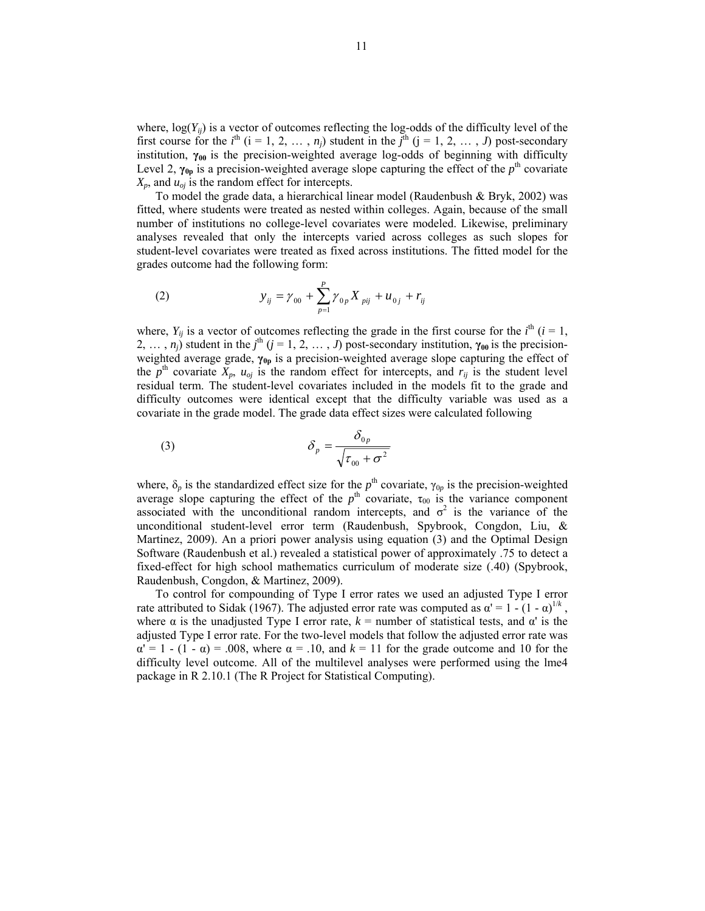where, log($Y_{ij}$) is a vector of outcomes reflecting the log-odds of the difficulty level of the first course for the $i^{th}$ (i = 1, 2, … , $n_j$) student in the $j^{th}$ (j = 1, 2, … , *J*) post-secondary institution, $\boldsymbol{\gamma_{00}}$ is the precision-weighted average log-odds of beginning with difficulty Level 2, $\boldsymbol{\gamma_{0p}}$ is a precision-weighted average slope capturing the effect of the $p^{th}$ covariate $X_p$, and $u_{oj}$ is the random effect for intercepts.

To model the grade data, a hierarchical linear model (Raudenbush & Bryk, 2002) was fitted, where students were treated as nested within colleges. Again, because of the small number of institutions no college-level covariates were modeled. Likewise, preliminary analyses revealed that only the intercepts varied across colleges as such slopes for student-level covariates were treated as fixed across institutions. The fitted model for the grades outcome had the following form:

$$y_{ij} = \gamma_{00} + \sum_{p=1}^{P} \gamma_{0p} X_{pij} + u_{0j} + r_{ij} \tag{2}$$

where, $Y_{ij}$ is a vector of outcomes reflecting the grade in the first course for the $i^{th}$ ($i$ = 1, 2, … , $n_j$) student in the $j^{th}$ ($j$ = 1, 2, … , *J*) post-secondary institution, $\boldsymbol{\gamma_{00}}$ is the precision-weighted average grade, $\boldsymbol{\gamma_{0p}}$ is a precision-weighted average slope capturing the effect of the $p^{th}$ covariate $X_p$, $u_{oj}$ is the random effect for intercepts, and $r_{ij}$ is the student level residual term. The student-level covariates included in the models fit to the grade and difficulty outcomes were identical except that the difficulty variable was used as a covariate in the grade model. The grade data effect sizes were calculated following

$$\delta_p = \frac{\delta_{0p}}{\sqrt{\tau_{00} + \sigma^2}} \tag{3}$$

where, $\delta_p$ is the standardized effect size for the $p^{th}$ covariate, $\gamma_{0p}$ is the precision-weighted average slope capturing the effect of the $p^{th}$ covariate, $\tau_{00}$ is the variance component associated with the unconditional random intercepts, and $\sigma^2$ is the variance of the unconditional student-level error term (Raudenbush, Spybrook, Congdon, Liu, & Martinez, 2009). An a priori power analysis using equation (3) and the Optimal Design Software (Raudenbush et al.) revealed a statistical power of approximately .75 to detect a fixed-effect for high school mathematics curriculum of moderate size (.40) (Spybrook, Raudenbush, Congdon, & Martinez, 2009).

To control for compounding of Type I error rates we used an adjusted Type I error rate attributed to Sidak (1967). The adjusted error rate was computed as $\alpha' = 1 - (1 - \alpha)^{1/k}$, where $\alpha$ is the unadjusted Type I error rate, $k$ = number of statistical tests, and $\alpha'$ is the adjusted Type I error rate. For the two-level models that follow the adjusted error rate was $\alpha' = 1 - (1 - \alpha) = .008$, where $\alpha = .10$, and $k = 11$ for the grade outcome and 10 for the difficulty level outcome. All of the multilevel analyses were performed using the lme4 package in R 2.10.1 (The R Project for Statistical Computing).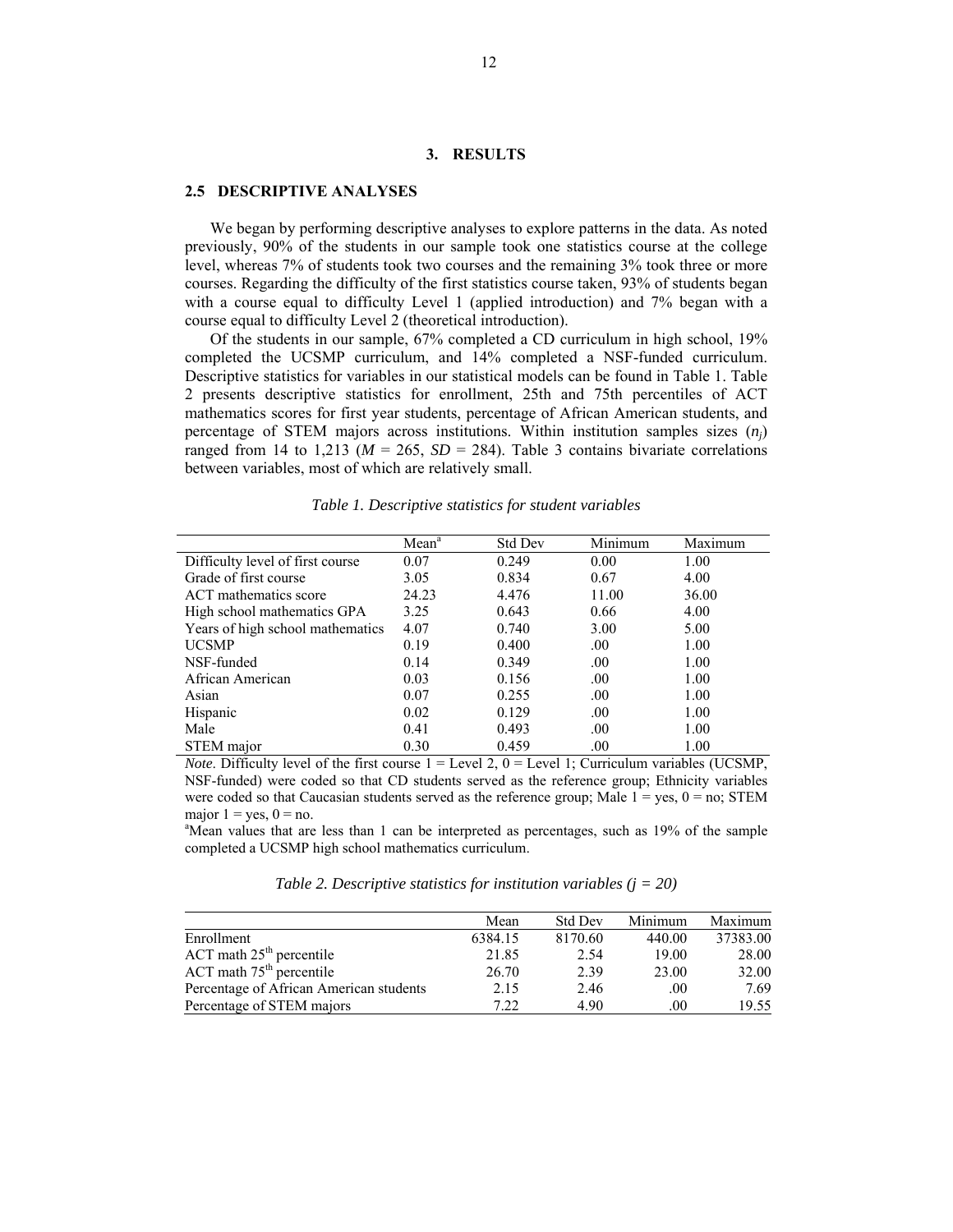# 3. RESULTS

## 2.5 DESCRIPTIVE ANALYSES

We began by performing descriptive analyses to explore patterns in the data. As noted previously, 90% of the students in our sample took one statistics course at the college level, whereas 7% of students took two courses and the remaining 3% took three or more courses. Regarding the difficulty of the first statistics course taken, 93% of students began with a course equal to difficulty Level 1 (applied introduction) and 7% began with a course equal to difficulty Level 2 (theoretical introduction).

Of the students in our sample, 67% completed a CD curriculum in high school, 19% completed the UCSMP curriculum, and 14% completed a NSF-funded curriculum. Descriptive statistics for variables in our statistical models can be found in Table 1. Table 2 presents descriptive statistics for enrollment, 25th and 75th percentiles of ACT mathematics scores for first year students, percentage of African American students, and percentage of STEM majors across institutions. Within institution samples sizes ($n_j$) ranged from 14 to 1,213 ($M$ = 265, $SD$ = 284). Table 3 contains bivariate correlations between variables, most of which are relatively small.

*Table 1. Descriptive statistics for student variables*

| | Mean[a] | Std Dev | Minimum | Maximum |
|---|---|---|---|---|
| Difficulty level of first course | 0.07 | 0.249 | 0.00 | 1.00 |
| Grade of first course | 3.05 | 0.834 | 0.67 | 4.00 |
| ACT mathematics score | 24.23 | 4.476 | 11.00 | 36.00 |
| High school mathematics GPA | 3.25 | 0.643 | 0.66 | 4.00 |
| Years of high school mathematics | 4.07 | 0.740 | 3.00 | 5.00 |
| UCSMP | 0.19 | 0.400 | .00 | 1.00 |
| NSF-funded | 0.14 | 0.349 | .00 | 1.00 |
| African American | 0.03 | 0.156 | .00 | 1.00 |
| Asian | 0.07 | 0.255 | .00 | 1.00 |
| Hispanic | 0.02 | 0.129 | .00 | 1.00 |
| Male | 0.41 | 0.493 | .00 | 1.00 |
| STEM major | 0.30 | 0.459 | .00 | 1.00 |

*Note*. Difficulty level of the first course 1 = Level 2, 0 = Level 1; Curriculum variables (UCSMP, NSF-funded) were coded so that CD students served as the reference group; Ethnicity variables were coded so that Caucasian students served as the reference group; Male 1 = yes, 0 = no; STEM major 1 = yes, 0 = no.

[a]Mean values that are less than 1 can be interpreted as percentages, such as 19% of the sample completed a UCSMP high school mathematics curriculum.

*Table 2. Descriptive statistics for institution variables (j = 20)*

| | Mean | Std Dev | Minimum | Maximum |
|---|---|---|---|---|
| Enrollment | 6384.15 | 8170.60 | 440.00 | 37383.00 |
| ACT math 25th percentile | 21.85 | 2.54 | 19.00 | 28.00 |
| ACT math 75th percentile | 26.70 | 2.39 | 23.00 | 32.00 |
| Percentage of African American students | 2.15 | 2.46 | .00 | 7.69 |
| Percentage of STEM majors | 7.22 | 4.90 | .00 | 19.55 |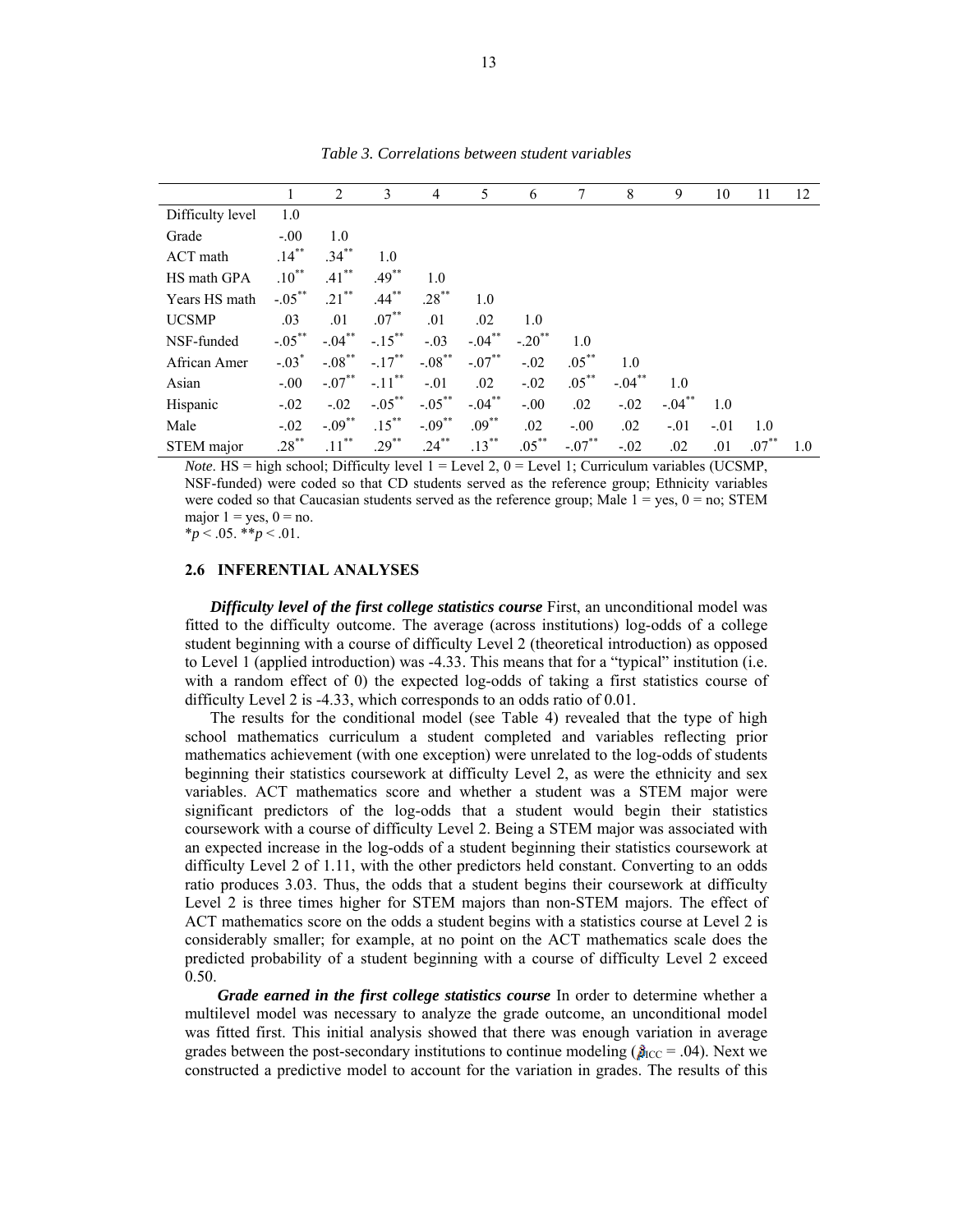*Table 3. Correlations between student variables*

| | 1 | 2 | 3 | 4 | 5 | 6 | 7 | 8 | 9 | 10 | 11 | 12 |
|---|---|---|---|---|---|---|---|---|---|---|---|---|
| Difficulty level | 1.0 | | | | | | | | | | | |
| Grade | -.00 | 1.0 | | | | | | | | | | |
| ACT math | .14** | .34** | 1.0 | | | | | | | | | |
| HS math GPA | .10** | .41** | .49** | 1.0 | | | | | | | | |
| Years HS math | -.05** | .21** | .44** | .28** | 1.0 | | | | | | | |
| UCSMP | .03 | .01 | .07** | .01 | .02 | 1.0 | | | | | | |
| NSF-funded | -.05** | -.04** | -.15** | -.03 | -.04** | -.20** | 1.0 | | | | | |
| African Amer | -.03* | -.08** | -.17** | -.08** | -.07** | -.02 | .05** | 1.0 | | | | |
| Asian | -.00 | -.07** | -.11** | -.01 | .02 | -.02 | .05** | -.04** | 1.0 | | | |
| Hispanic | -.02 | -.02 | -.05** | -.05** | -.04** | -.00 | .02 | -.02 | -.04** | 1.0 | | |
| Male | -.02 | -.09** | .15** | -.09** | .09** | .02 | -.00 | .02 | -.01 | -.01 | 1.0 | |
| STEM major | .28** | .11** | .29** | .24** | .13** | .05** | -.07** | -.02 | .02 | .01 | .07** | 1.0 |

*Note*. HS = high school; Difficulty level 1 = Level 2, 0 = Level 1; Curriculum variables (UCSMP, NSF-funded) were coded so that CD students served as the reference group; Ethnicity variables were coded so that Caucasian students served as the reference group; Male 1 = yes, 0 = no; STEM major 1 = yes, 0 = no.
\**p* < .05. \*\**p* < .01.

### 2.6 INFERENTIAL ANALYSES

***Difficulty level of the first college statistics course*** First, an unconditional model was fitted to the difficulty outcome. The average (across institutions) log-odds of a college student beginning with a course of difficulty Level 2 (theoretical introduction) as opposed to Level 1 (applied introduction) was -4.33. This means that for a "typical" institution (i.e. with a random effect of 0) the expected log-odds of taking a first statistics course of difficulty Level 2 is -4.33, which corresponds to an odds ratio of 0.01.

The results for the conditional model (see Table 4) revealed that the type of high school mathematics curriculum a student completed and variables reflecting prior mathematics achievement (with one exception) were unrelated to the log-odds of students beginning their statistics coursework at difficulty Level 2, as were the ethnicity and sex variables. ACT mathematics score and whether a student was a STEM major were significant predictors of the log-odds that a student would begin their statistics coursework with a course of difficulty Level 2. Being a STEM major was associated with an expected increase in the log-odds of a student beginning their statistics coursework at difficulty Level 2 of 1.11, with the other predictors held constant. Converting to an odds ratio produces 3.03. Thus, the odds that a student begins their coursework at difficulty Level 2 is three times higher for STEM majors than non-STEM majors. The effect of ACT mathematics score on the odds a student begins with a statistics course at Level 2 is considerably smaller; for example, at no point on the ACT mathematics scale does the predicted probability of a student beginning with a course of difficulty Level 2 exceed 0.50.

***Grade earned in the first college statistics course*** In order to determine whether a multilevel model was necessary to analyze the grade outcome, an unconditional model was fitted first. This initial analysis showed that there was enough variation in average grades between the post-secondary institutions to continue modeling ($\hat{\rho}_{ICC}$ = .04). Next we constructed a predictive model to account for the variation in grades. The results of this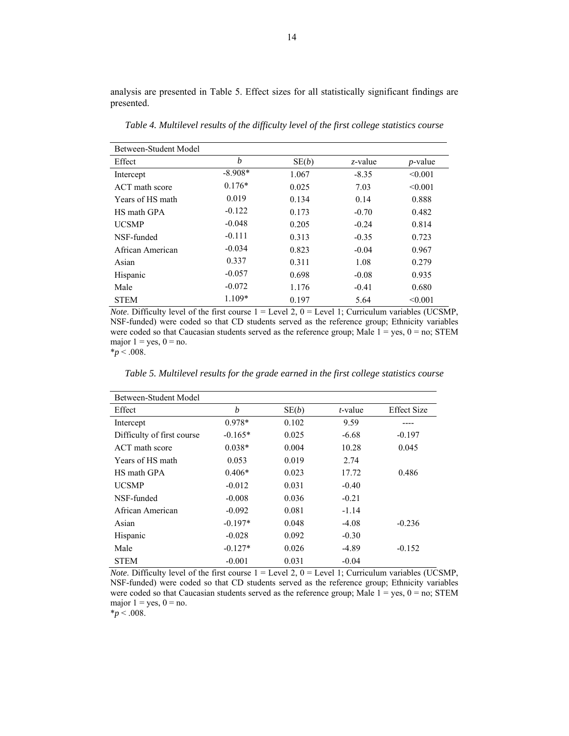analysis are presented in Table 5. Effect sizes for all statistically significant findings are presented.

*Table 4. Multilevel results of the difficulty level of the first college statistics course*

| Between-Student Model | | | | |
|---|---|---|---|---|
| Effect | *b* | SE(*b*) | *z*-value | *p*-value |
| Intercept | -8.908* | 1.067 | -8.35 | <0.001 |
| ACT math score | 0.176* | 0.025 | 7.03 | <0.001 |
| Years of HS math | 0.019 | 0.134 | 0.14 | 0.888 |
| HS math GPA | -0.122 | 0.173 | -0.70 | 0.482 |
| UCSMP | -0.048 | 0.205 | -0.24 | 0.814 |
| NSF-funded | -0.111 | 0.313 | -0.35 | 0.723 |
| African American | -0.034 | 0.823 | -0.04 | 0.967 |
| Asian | 0.337 | 0.311 | 1.08 | 0.279 |
| Hispanic | -0.057 | 0.698 | -0.08 | 0.935 |
| Male | -0.072 | 1.176 | -0.41 | 0.680 |
| STEM | 1.109* | 0.197 | 5.64 | <0.001 |

*Note*. Difficulty level of the first course 1 = Level 2, 0 = Level 1; Curriculum variables (UCSMP, NSF-funded) were coded so that CD students served as the reference group; Ethnicity variables were coded so that Caucasian students served as the reference group; Male 1 = yes, 0 = no; STEM major 1 = yes, 0 = no.
*$p < .008$.

*Table 5. Multilevel results for the grade earned in the first college statistics course*

| Between-Student Model | | | | |
|---|---|---|---|---|
| Effect | *b* | SE(*b*) | *t*-value | Effect Size |
| Intercept | 0.978* | 0.102 | 9.59 | ---- |
| Difficulty of first course | -0.165* | 0.025 | -6.68 | -0.197 |
| ACT math score | 0.038* | 0.004 | 10.28 | 0.045 |
| Years of HS math | 0.053 | 0.019 | 2.74 | |
| HS math GPA | 0.406* | 0.023 | 17.72 | 0.486 |
| UCSMP | -0.012 | 0.031 | -0.40 | |
| NSF-funded | -0.008 | 0.036 | -0.21 | |
| African American | -0.092 | 0.081 | -1.14 | |
| Asian | -0.197* | 0.048 | -4.08 | -0.236 |
| Hispanic | -0.028 | 0.092 | -0.30 | |
| Male | -0.127* | 0.026 | -4.89 | -0.152 |
| STEM | -0.001 | 0.031 | -0.04 | |

*Note*. Difficulty level of the first course 1 = Level 2, 0 = Level 1; Curriculum variables (UCSMP, NSF-funded) were coded so that CD students served as the reference group; Ethnicity variables were coded so that Caucasian students served as the reference group; Male 1 = yes, 0 = no; STEM major 1 = yes, 0 = no.
*$p < .008$.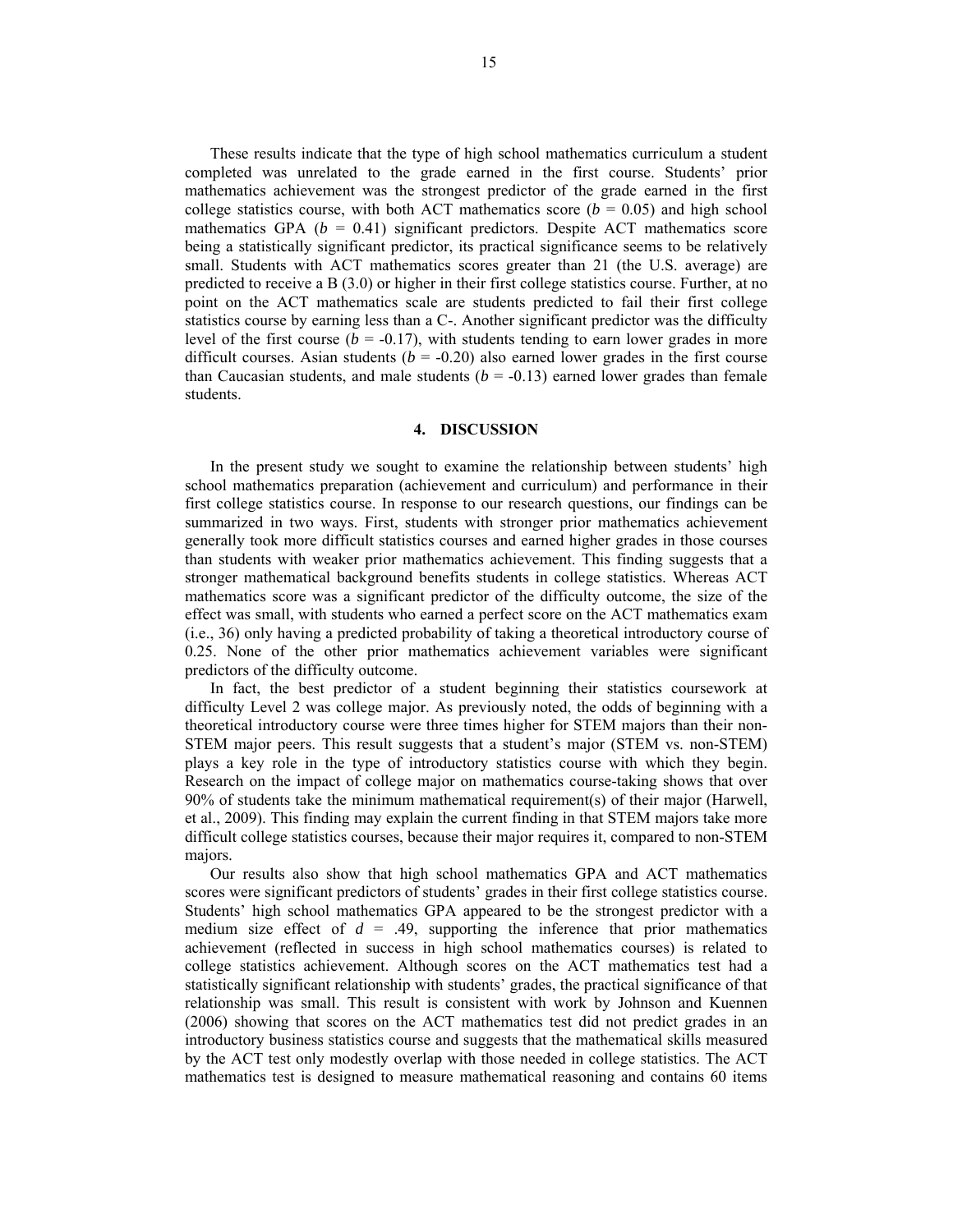These results indicate that the type of high school mathematics curriculum a student completed was unrelated to the grade earned in the first course. Students' prior mathematics achievement was the strongest predictor of the grade earned in the first college statistics course, with both ACT mathematics score ($b$ = 0.05) and high school mathematics GPA ($b$ = 0.41) significant predictors. Despite ACT mathematics score being a statistically significant predictor, its practical significance seems to be relatively small. Students with ACT mathematics scores greater than 21 (the U.S. average) are predicted to receive a B (3.0) or higher in their first college statistics course. Further, at no point on the ACT mathematics scale are students predicted to fail their first college statistics course by earning less than a C-. Another significant predictor was the difficulty level of the first course ($b$ = -0.17), with students tending to earn lower grades in more difficult courses. Asian students ($b$ = -0.20) also earned lower grades in the first course than Caucasian students, and male students ($b$ = -0.13) earned lower grades than female students.

## 4. DISCUSSION

In the present study we sought to examine the relationship between students' high school mathematics preparation (achievement and curriculum) and performance in their first college statistics course. In response to our research questions, our findings can be summarized in two ways. First, students with stronger prior mathematics achievement generally took more difficult statistics courses and earned higher grades in those courses than students with weaker prior mathematics achievement. This finding suggests that a stronger mathematical background benefits students in college statistics. Whereas ACT mathematics score was a significant predictor of the difficulty outcome, the size of the effect was small, with students who earned a perfect score on the ACT mathematics exam (i.e., 36) only having a predicted probability of taking a theoretical introductory course of 0.25. None of the other prior mathematics achievement variables were significant predictors of the difficulty outcome.

In fact, the best predictor of a student beginning their statistics coursework at difficulty Level 2 was college major. As previously noted, the odds of beginning with a theoretical introductory course were three times higher for STEM majors than their non-STEM major peers. This result suggests that a student's major (STEM vs. non-STEM) plays a key role in the type of introductory statistics course with which they begin. Research on the impact of college major on mathematics course-taking shows that over 90% of students take the minimum mathematical requirement(s) of their major (Harwell, et al., 2009). This finding may explain the current finding in that STEM majors take more difficult college statistics courses, because their major requires it, compared to non-STEM majors.

Our results also show that high school mathematics GPA and ACT mathematics scores were significant predictors of students' grades in their first college statistics course. Students' high school mathematics GPA appeared to be the strongest predictor with a medium size effect of $d$ = .49, supporting the inference that prior mathematics achievement (reflected in success in high school mathematics courses) is related to college statistics achievement. Although scores on the ACT mathematics test had a statistically significant relationship with students' grades, the practical significance of that relationship was small. This result is consistent with work by Johnson and Kuennen (2006) showing that scores on the ACT mathematics test did not predict grades in an introductory business statistics course and suggests that the mathematical skills measured by the ACT test only modestly overlap with those needed in college statistics. The ACT mathematics test is designed to measure mathematical reasoning and contains 60 items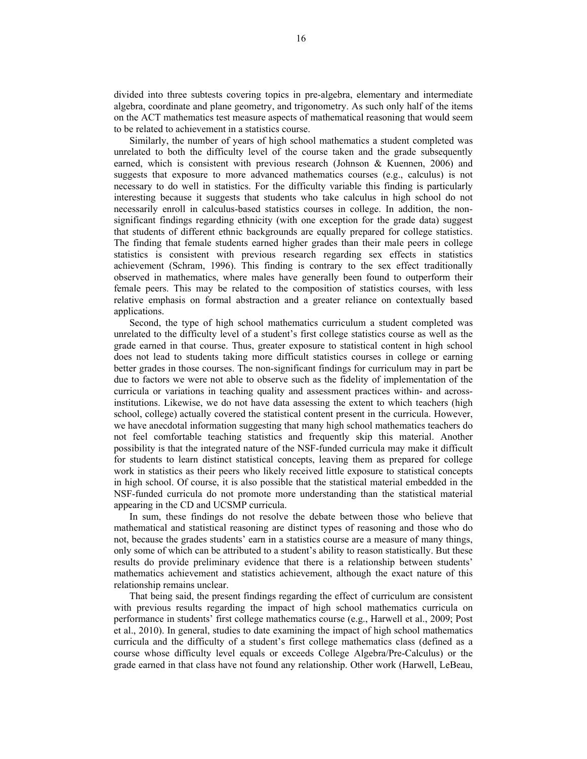divided into three subtests covering topics in pre-algebra, elementary and intermediate algebra, coordinate and plane geometry, and trigonometry. As such only half of the items on the ACT mathematics test measure aspects of mathematical reasoning that would seem to be related to achievement in a statistics course.

Similarly, the number of years of high school mathematics a student completed was unrelated to both the difficulty level of the course taken and the grade subsequently earned, which is consistent with previous research (Johnson & Kuennen, 2006) and suggests that exposure to more advanced mathematics courses (e.g., calculus) is not necessary to do well in statistics. For the difficulty variable this finding is particularly interesting because it suggests that students who take calculus in high school do not necessarily enroll in calculus-based statistics courses in college. In addition, the non-significant findings regarding ethnicity (with one exception for the grade data) suggest that students of different ethnic backgrounds are equally prepared for college statistics. The finding that female students earned higher grades than their male peers in college statistics is consistent with previous research regarding sex effects in statistics achievement (Schram, 1996). This finding is contrary to the sex effect traditionally observed in mathematics, where males have generally been found to outperform their female peers. This may be related to the composition of statistics courses, with less relative emphasis on formal abstraction and a greater reliance on contextually based applications.

Second, the type of high school mathematics curriculum a student completed was unrelated to the difficulty level of a student's first college statistics course as well as the grade earned in that course. Thus, greater exposure to statistical content in high school does not lead to students taking more difficult statistics courses in college or earning better grades in those courses. The non-significant findings for curriculum may in part be due to factors we were not able to observe such as the fidelity of implementation of the curricula or variations in teaching quality and assessment practices within- and across-institutions. Likewise, we do not have data assessing the extent to which teachers (high school, college) actually covered the statistical content present in the curricula. However, we have anecdotal information suggesting that many high school mathematics teachers do not feel comfortable teaching statistics and frequently skip this material. Another possibility is that the integrated nature of the NSF-funded curricula may make it difficult for students to learn distinct statistical concepts, leaving them as prepared for college work in statistics as their peers who likely received little exposure to statistical concepts in high school. Of course, it is also possible that the statistical material embedded in the NSF-funded curricula do not promote more understanding than the statistical material appearing in the CD and UCSMP curricula.

In sum, these findings do not resolve the debate between those who believe that mathematical and statistical reasoning are distinct types of reasoning and those who do not, because the grades students' earn in a statistics course are a measure of many things, only some of which can be attributed to a student's ability to reason statistically. But these results do provide preliminary evidence that there is a relationship between students' mathematics achievement and statistics achievement, although the exact nature of this relationship remains unclear.

That being said, the present findings regarding the effect of curriculum are consistent with previous results regarding the impact of high school mathematics curricula on performance in students' first college mathematics course (e.g., Harwell et al., 2009; Post et al., 2010). In general, studies to date examining the impact of high school mathematics curricula and the difficulty of a student's first college mathematics class (defined as a course whose difficulty level equals or exceeds College Algebra/Pre-Calculus) or the grade earned in that class have not found any relationship. Other work (Harwell, LeBeau,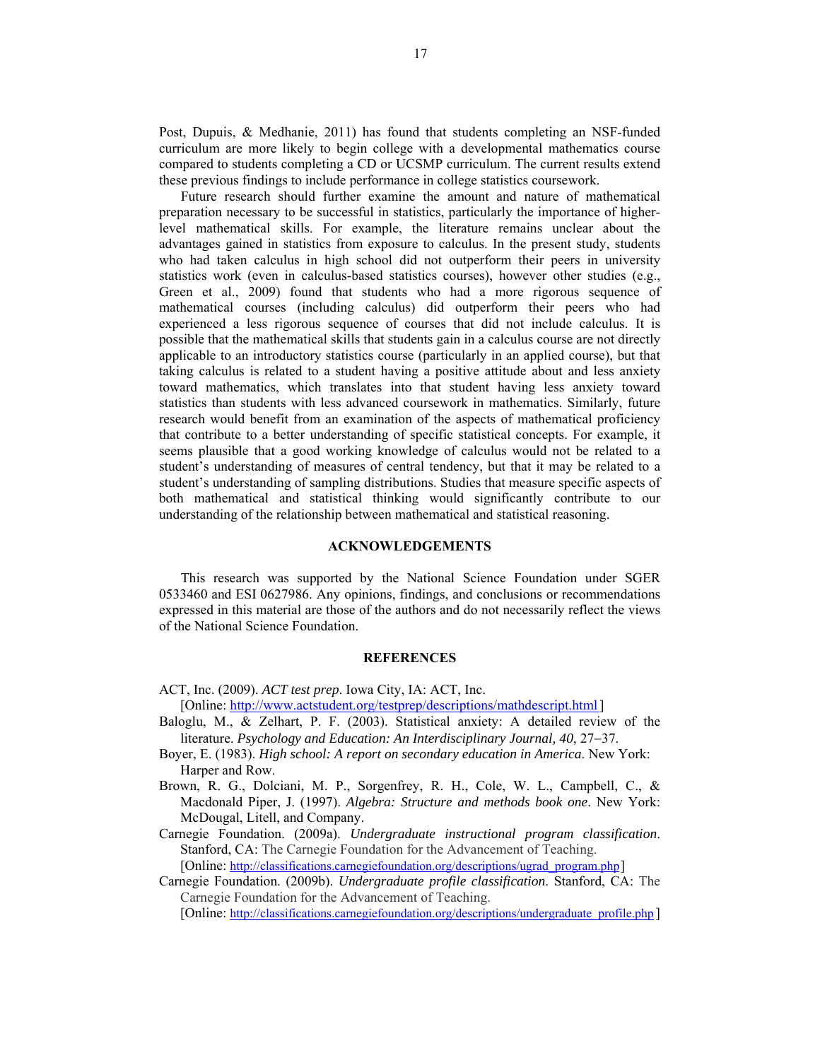Post, Dupuis, & Medhanie, 2011) has found that students completing an NSF-funded curriculum are more likely to begin college with a developmental mathematics course compared to students completing a CD or UCSMP curriculum. The current results extend these previous findings to include performance in college statistics coursework.

Future research should further examine the amount and nature of mathematical preparation necessary to be successful in statistics, particularly the importance of higher-level mathematical skills. For example, the literature remains unclear about the advantages gained in statistics from exposure to calculus. In the present study, students who had taken calculus in high school did not outperform their peers in university statistics work (even in calculus-based statistics courses), however other studies (e.g., Green et al., 2009) found that students who had a more rigorous sequence of mathematical courses (including calculus) did outperform their peers who had experienced a less rigorous sequence of courses that did not include calculus. It is possible that the mathematical skills that students gain in a calculus course are not directly applicable to an introductory statistics course (particularly in an applied course), but that taking calculus is related to a student having a positive attitude about and less anxiety toward mathematics, which translates into that student having less anxiety toward statistics than students with less advanced coursework in mathematics. Similarly, future research would benefit from an examination of the aspects of mathematical proficiency that contribute to a better understanding of specific statistical concepts. For example, it seems plausible that a good working knowledge of calculus would not be related to a student's understanding of measures of central tendency, but that it may be related to a student's understanding of sampling distributions. Studies that measure specific aspects of both mathematical and statistical thinking would significantly contribute to our understanding of the relationship between mathematical and statistical reasoning.

## ACKNOWLEDGEMENTS

This research was supported by the National Science Foundation under SGER 0533460 and ESI 0627986. Any opinions, findings, and conclusions or recommendations expressed in this material are those of the authors and do not necessarily reflect the views of the National Science Foundation.

## REFERENCES

ACT, Inc. (2009). *ACT test prep*. Iowa City, IA: ACT, Inc. [Online: http://www.actstudent.org/testprep/descriptions/mathdescript.html ]

Baloglu, M., & Zelhart, P. F. (2003). Statistical anxiety: A detailed review of the literature. *Psychology and Education: An Interdisciplinary Journal, 40*, 27–37.

Boyer, E. (1983). *High school: A report on secondary education in America*. New York: Harper and Row.

Brown, R. G., Dolciani, M. P., Sorgenfrey, R. H., Cole, W. L., Campbell, C., & Macdonald Piper, J. (1997). *Algebra: Structure and methods book one*. New York: McDougal, Litell, and Company.

Carnegie Foundation. (2009a). *Undergraduate instructional program classification*. Stanford, CA: The Carnegie Foundation for the Advancement of Teaching. [Online: http://classifications.carnegiefoundation.org/descriptions/ugrad_program.php ]

Carnegie Foundation. (2009b). *Undergraduate profile classification*. Stanford, CA: The Carnegie Foundation for the Advancement of Teaching. [Online: http://classifications.carnegiefoundation.org/descriptions/undergraduate_profile.php ]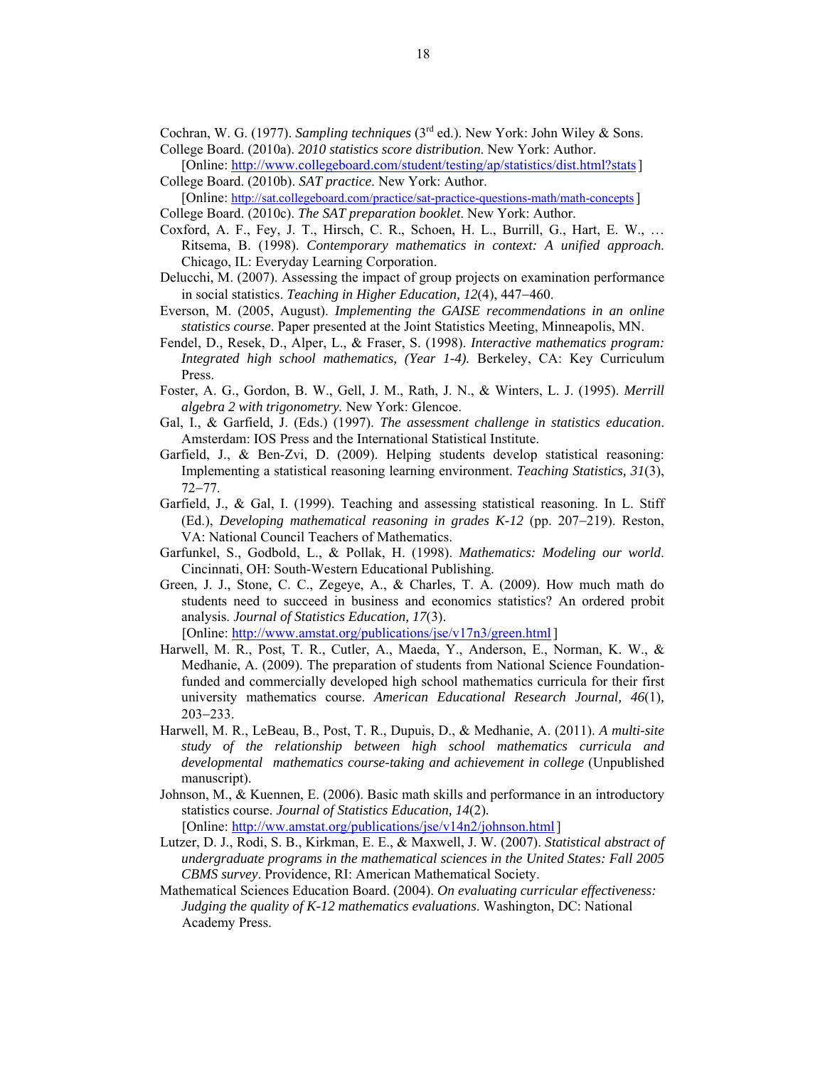Cochran, W. G. (1977). *Sampling techniques* (3rd ed.). New York: John Wiley & Sons.

College Board. (2010a). *2010 statistics score distribution*. New York: Author. [Online: http://www.collegeboard.com/student/testing/ap/statistics/dist.html?stats ]

College Board. (2010b). *SAT practice*. New York: Author. [Online: http://sat.collegeboard.com/practice/sat-practice-questions-math/math-concepts ]

College Board. (2010c). *The SAT preparation booklet*. New York: Author.

Coxford, A. F., Fey, J. T., Hirsch, C. R., Schoen, H. L., Burrill, G., Hart, E. W., … Ritsema, B. (1998). *Contemporary mathematics in context: A unified approach*. Chicago, IL: Everyday Learning Corporation.

Delucchi, M. (2007). Assessing the impact of group projects on examination performance in social statistics. *Teaching in Higher Education, 12*(4), 447–460.

Everson, M. (2005, August). *Implementing the GAISE recommendations in an online statistics course*. Paper presented at the Joint Statistics Meeting, Minneapolis, MN.

Fendel, D., Resek, D., Alper, L., & Fraser, S. (1998). *Interactive mathematics program: Integrated high school mathematics, (Year 1-4).* Berkeley, CA: Key Curriculum Press.

Foster, A. G., Gordon, B. W., Gell, J. M., Rath, J. N., & Winters, L. J. (1995). *Merrill algebra 2 with trigonometry.* New York: Glencoe.

Gal, I., & Garfield, J. (Eds.) (1997). *The assessment challenge in statistics education*. Amsterdam: IOS Press and the International Statistical Institute.

Garfield, J., & Ben-Zvi, D. (2009). Helping students develop statistical reasoning: Implementing a statistical reasoning learning environment. *Teaching Statistics, 31*(3), 72–77.

Garfield, J., & Gal, I. (1999). Teaching and assessing statistical reasoning. In L. Stiff (Ed.), *Developing mathematical reasoning in grades K-12* (pp. 207–219). Reston, VA: National Council Teachers of Mathematics.

Garfunkel, S., Godbold, L., & Pollak, H. (1998). *Mathematics: Modeling our world*. Cincinnati, OH: South-Western Educational Publishing.

Green, J. J., Stone, C. C., Zegeye, A., & Charles, T. A. (2009). How much math do students need to succeed in business and economics statistics? An ordered probit analysis. *Journal of Statistics Education, 17*(3). [Online: http://www.amstat.org/publications/jse/v17n3/green.html ]

Harwell, M. R., Post, T. R., Cutler, A., Maeda, Y., Anderson, E., Norman, K. W., & Medhanie, A. (2009). The preparation of students from National Science Foundation-funded and commercially developed high school mathematics curricula for their first university mathematics course. *American Educational Research Journal, 46*(1), 203–233.

Harwell, M. R., LeBeau, B., Post, T. R., Dupuis, D., & Medhanie, A. (2011). *A multi-site study of the relationship between high school mathematics curricula and developmental mathematics course-taking and achievement in college* (Unpublished manuscript).

Johnson, M., & Kuennen, E. (2006). Basic math skills and performance in an introductory statistics course. *Journal of Statistics Education, 14*(2). [Online: http://ww.amstat.org/publications/jse/v14n2/johnson.html ]

Lutzer, D. J., Rodi, S. B., Kirkman, E. E., & Maxwell, J. W. (2007). *Statistical abstract of undergraduate programs in the mathematical sciences in the United States: Fall 2005 CBMS survey*. Providence, RI: American Mathematical Society.

Mathematical Sciences Education Board. (2004). *On evaluating curricular effectiveness: Judging the quality of K-12 mathematics evaluations*. Washington, DC: National Academy Press.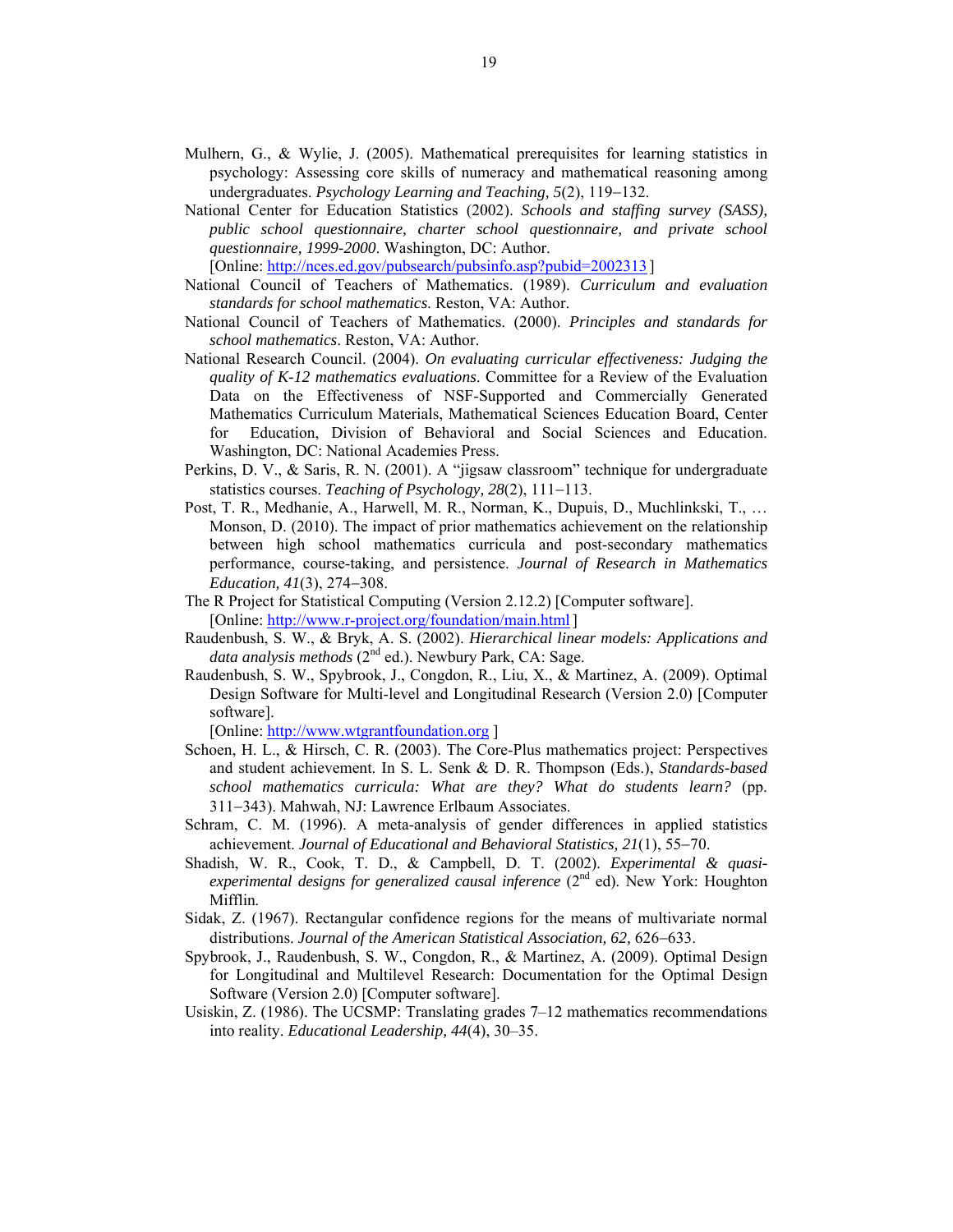Mulhern, G., & Wylie, J. (2005). Mathematical prerequisites for learning statistics in psychology: Assessing core skills of numeracy and mathematical reasoning among undergraduates. *Psychology Learning and Teaching, 5*(2), 119–132.

National Center for Education Statistics (2002). *Schools and staffing survey (SASS), public school questionnaire, charter school questionnaire, and private school questionnaire, 1999-2000*. Washington, DC: Author.
[Online: http://nces.ed.gov/pubsearch/pubsinfo.asp?pubid=2002313 ]

National Council of Teachers of Mathematics. (1989). *Curriculum and evaluation standards for school mathematics*. Reston, VA: Author.

National Council of Teachers of Mathematics. (2000). *Principles and standards for school mathematics*. Reston, VA: Author.

National Research Council. (2004). *On evaluating curricular effectiveness: Judging the quality of K-12 mathematics evaluations*. Committee for a Review of the Evaluation Data on the Effectiveness of NSF-Supported and Commercially Generated Mathematics Curriculum Materials, Mathematical Sciences Education Board, Center for Education, Division of Behavioral and Social Sciences and Education. Washington, DC: National Academies Press.

Perkins, D. V., & Saris, R. N. (2001). A "jigsaw classroom" technique for undergraduate statistics courses. *Teaching of Psychology, 28*(2), 111–113.

Post, T. R., Medhanie, A., Harwell, M. R., Norman, K., Dupuis, D., Muchlinkski, T., … Monson, D. (2010). The impact of prior mathematics achievement on the relationship between high school mathematics curricula and post-secondary mathematics performance, course-taking, and persistence. *Journal of Research in Mathematics Education, 41*(3), 274–308.

The R Project for Statistical Computing (Version 2.12.2) [Computer software].
[Online: http://www.r-project.org/foundation/main.html ]

Raudenbush, S. W., & Bryk, A. S. (2002). *Hierarchical linear models: Applications and data analysis methods* (2nd ed.). Newbury Park, CA: Sage.

Raudenbush, S. W., Spybrook, J., Congdon, R., Liu, X., & Martinez, A. (2009). Optimal Design Software for Multi-level and Longitudinal Research (Version 2.0) [Computer software].
[Online: http://www.wtgrantfoundation.org ]

Schoen, H. L., & Hirsch, C. R. (2003). The Core-Plus mathematics project: Perspectives and student achievement. In S. L. Senk & D. R. Thompson (Eds.), *Standards-based school mathematics curricula: What are they? What do students learn?* (pp. 311–343). Mahwah, NJ: Lawrence Erlbaum Associates.

Schram, C. M. (1996). A meta-analysis of gender differences in applied statistics achievement. *Journal of Educational and Behavioral Statistics, 21*(1), 55–70.

Shadish, W. R., Cook, T. D., & Campbell, D. T. (2002). *Experimental & quasi-experimental designs for generalized causal inference* (2nd ed). New York: Houghton Mifflin.

Sidak, Z. (1967). Rectangular confidence regions for the means of multivariate normal distributions. *Journal of the American Statistical Association, 62*, 626–633.

Spybrook, J., Raudenbush, S. W., Congdon, R., & Martinez, A. (2009). Optimal Design for Longitudinal and Multilevel Research: Documentation for the Optimal Design Software (Version 2.0) [Computer software].

Usiskin, Z. (1986). The UCSMP: Translating grades 7–12 mathematics recommendations into reality. *Educational Leadership, 44*(4), 30–35.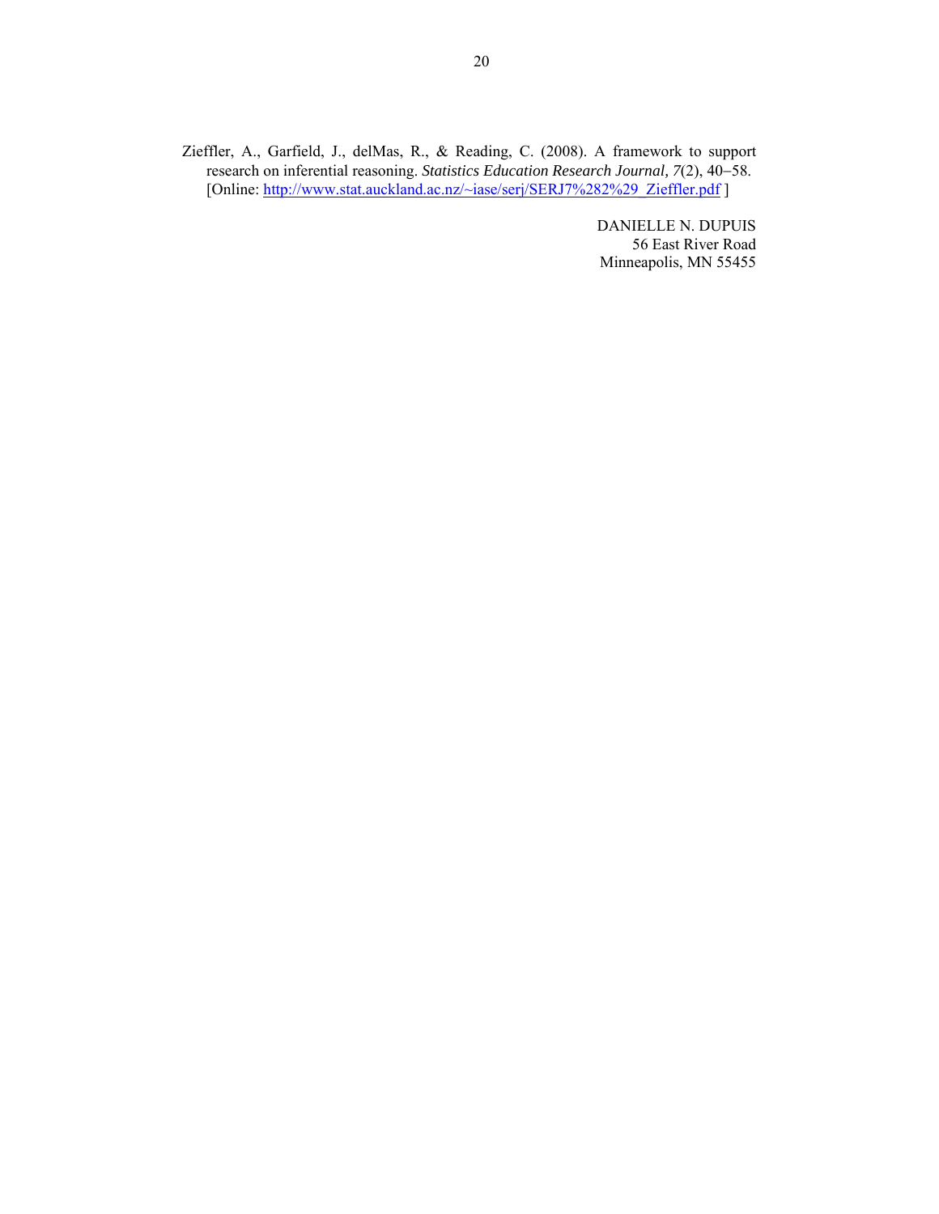Zieffler, A., Garfield, J., delMas, R., & Reading, C. (2008). A framework to support research on inferential reasoning. *Statistics Education Research Journal, 7*(2), 40–58. [Online: http://www.stat.auckland.ac.nz/~iase/serj/SERJ7%282%29_Zieffler.pdf ]

DANIELLE N. DUPUIS
56 East River Road
Minneapolis, MN 55455